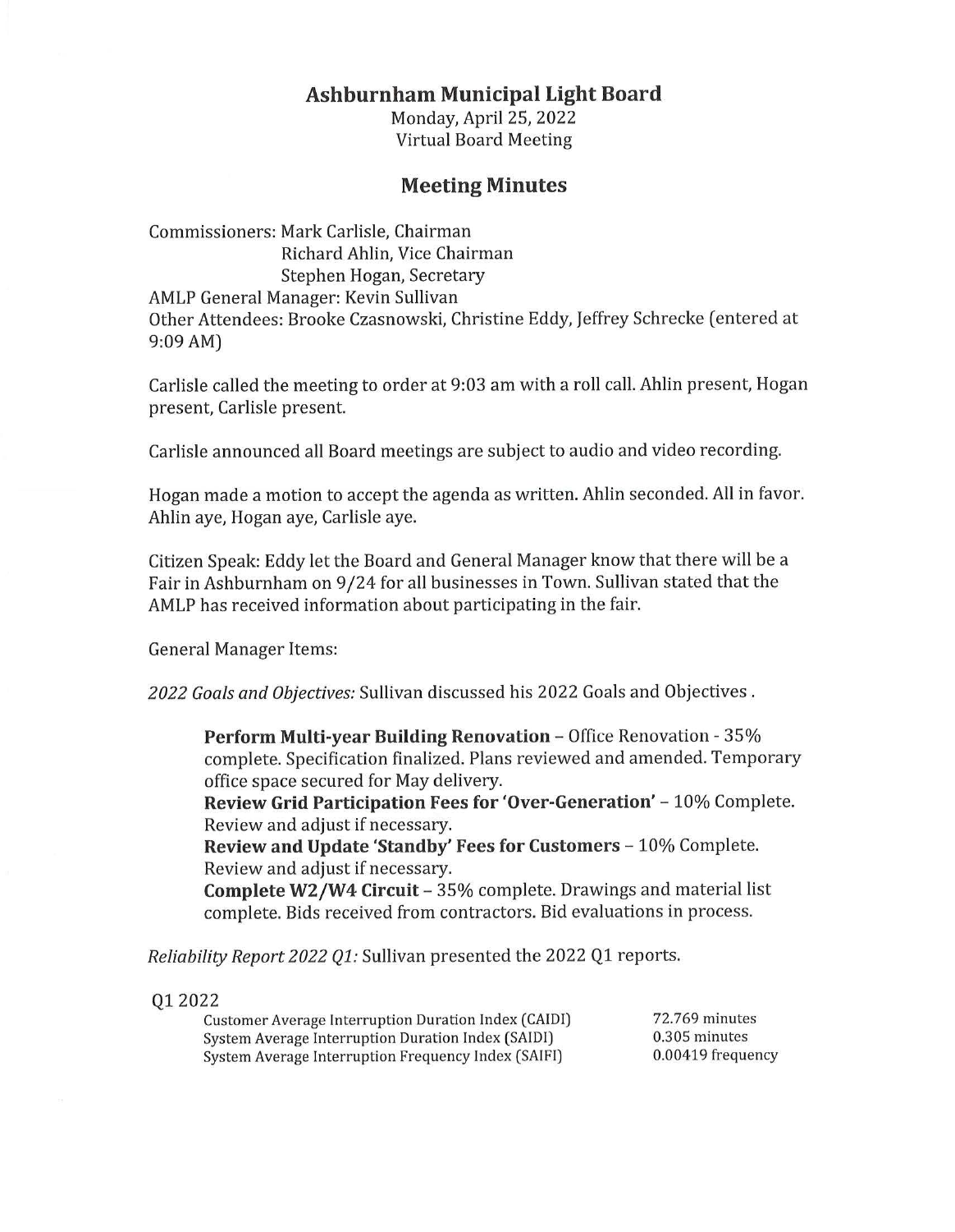# Ashburnham Municipal Light Board

Monday, April 25, 2022
Virtual Board Meeting

## Meeting Minutes

Commissioners: Mark Carlisle, Chairman
Richard Ahlin, Vice Chairman
Stephen Hogan, Secretary
AMLP General Manager: Kevin Sullivan
Other Attendees: Brooke Czasnowski, Christine Eddy, Jeffrey Schrecke (entered at 9:09 AM)

Carlisle called the meeting to order at 9:03 am with a roll call. Ahlin present, Hogan present, Carlisle present.

Carlisle announced all Board meetings are subject to audio and video recording.

Hogan made a motion to accept the agenda as written. Ahlin seconded. All in favor. Ahlin aye, Hogan aye, Carlisle aye.

Citizen Speak: Eddy let the Board and General Manager know that there will be a Fair in Ashburnham on 9/24 for all businesses in Town. Sullivan stated that the AMLP has received information about participating in the fair.

General Manager Items:

*2022 Goals and Objectives:* Sullivan discussed his 2022 Goals and Objectives .

> **Perform Multi-year Building Renovation** – Office Renovation - 35% complete. Specification finalized. Plans reviewed and amended. Temporary office space secured for May delivery.
> **Review Grid Participation Fees for 'Over-Generation'** – 10% Complete. Review and adjust if necessary.
> **Review and Update 'Standby' Fees for Customers** – 10% Complete. Review and adjust if necessary.
> **Complete W2/W4 Circuit** – 35% complete. Drawings and material list complete. Bids received from contractors. Bid evaluations in process.

*Reliability Report 2022 Q1:* Sullivan presented the 2022 Q1 reports.

Q1 2022

| | |
|---|---|
| Customer Average Interruption Duration Index (CAIDI) | 72.769 minutes |
| System Average Interruption Duration Index (SAIDI) | 0.305 minutes |
| System Average Interruption Frequency Index (SAIFI) | 0.00419 frequency |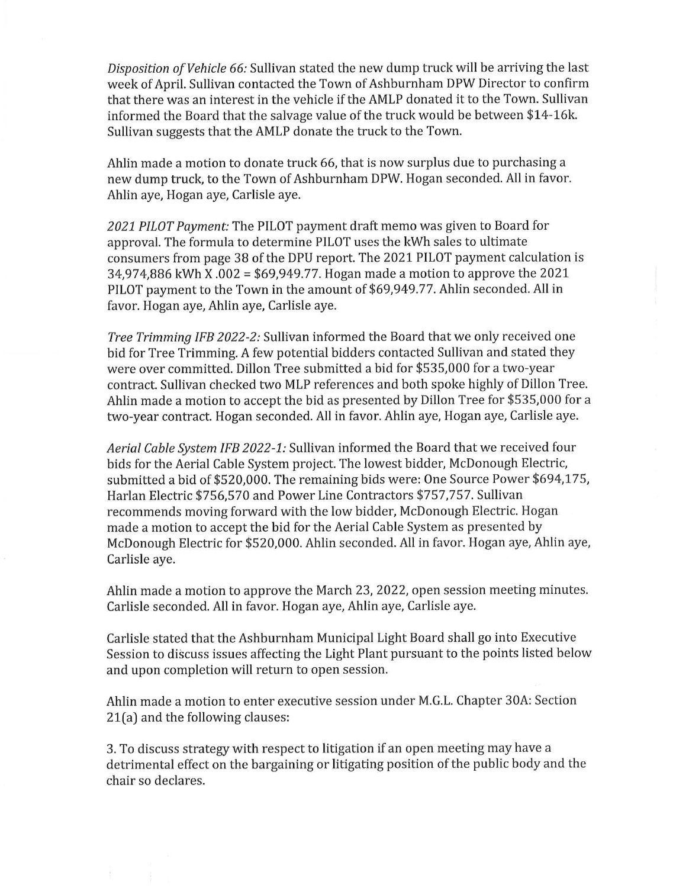*Disposition of Vehicle 66:* Sullivan stated the new dump truck will be arriving the last week of April. Sullivan contacted the Town of Ashburnham DPW Director to confirm that there was an interest in the vehicle if the AMLP donated it to the Town. Sullivan informed the Board that the salvage value of the truck would be between $14-16k. Sullivan suggests that the AMLP donate the truck to the Town.

Ahlin made a motion to donate truck 66, that is now surplus due to purchasing a new dump truck, to the Town of Ashburnham DPW. Hogan seconded. All in favor. Ahlin aye, Hogan aye, Carlisle aye.

*2021 PILOT Payment:* The PILOT payment draft memo was given to Board for approval. The formula to determine PILOT uses the kWh sales to ultimate consumers from page 38 of the DPU report. The 2021 PILOT payment calculation is 34,974,886 kWh X .002 = $69,949.77. Hogan made a motion to approve the 2021 PILOT payment to the Town in the amount of $69,949.77. Ahlin seconded. All in favor. Hogan aye, Ahlin aye, Carlisle aye.

*Tree Trimming IFB 2022-2:* Sullivan informed the Board that we only received one bid for Tree Trimming. A few potential bidders contacted Sullivan and stated they were over committed. Dillon Tree submitted a bid for $535,000 for a two-year contract. Sullivan checked two MLP references and both spoke highly of Dillon Tree. Ahlin made a motion to accept the bid as presented by Dillon Tree for $535,000 for a two-year contract. Hogan seconded. All in favor. Ahlin aye, Hogan aye, Carlisle aye.

*Aerial Cable System IFB 2022-1:* Sullivan informed the Board that we received four bids for the Aerial Cable System project. The lowest bidder, McDonough Electric, submitted a bid of $520,000. The remaining bids were: One Source Power $694,175, Harlan Electric $756,570 and Power Line Contractors $757,757. Sullivan recommends moving forward with the low bidder, McDonough Electric. Hogan made a motion to accept the bid for the Aerial Cable System as presented by McDonough Electric for $520,000. Ahlin seconded. All in favor. Hogan aye, Ahlin aye, Carlisle aye.

Ahlin made a motion to approve the March 23, 2022, open session meeting minutes. Carlisle seconded. All in favor. Hogan aye, Ahlin aye, Carlisle aye.

Carlisle stated that the Ashburnham Municipal Light Board shall go into Executive Session to discuss issues affecting the Light Plant pursuant to the points listed below and upon completion will return to open session.

Ahlin made a motion to enter executive session under M.G.L. Chapter 30A: Section 21(a) and the following clauses:

3. To discuss strategy with respect to litigation if an open meeting may have a detrimental effect on the bargaining or litigating position of the public body and the chair so declares.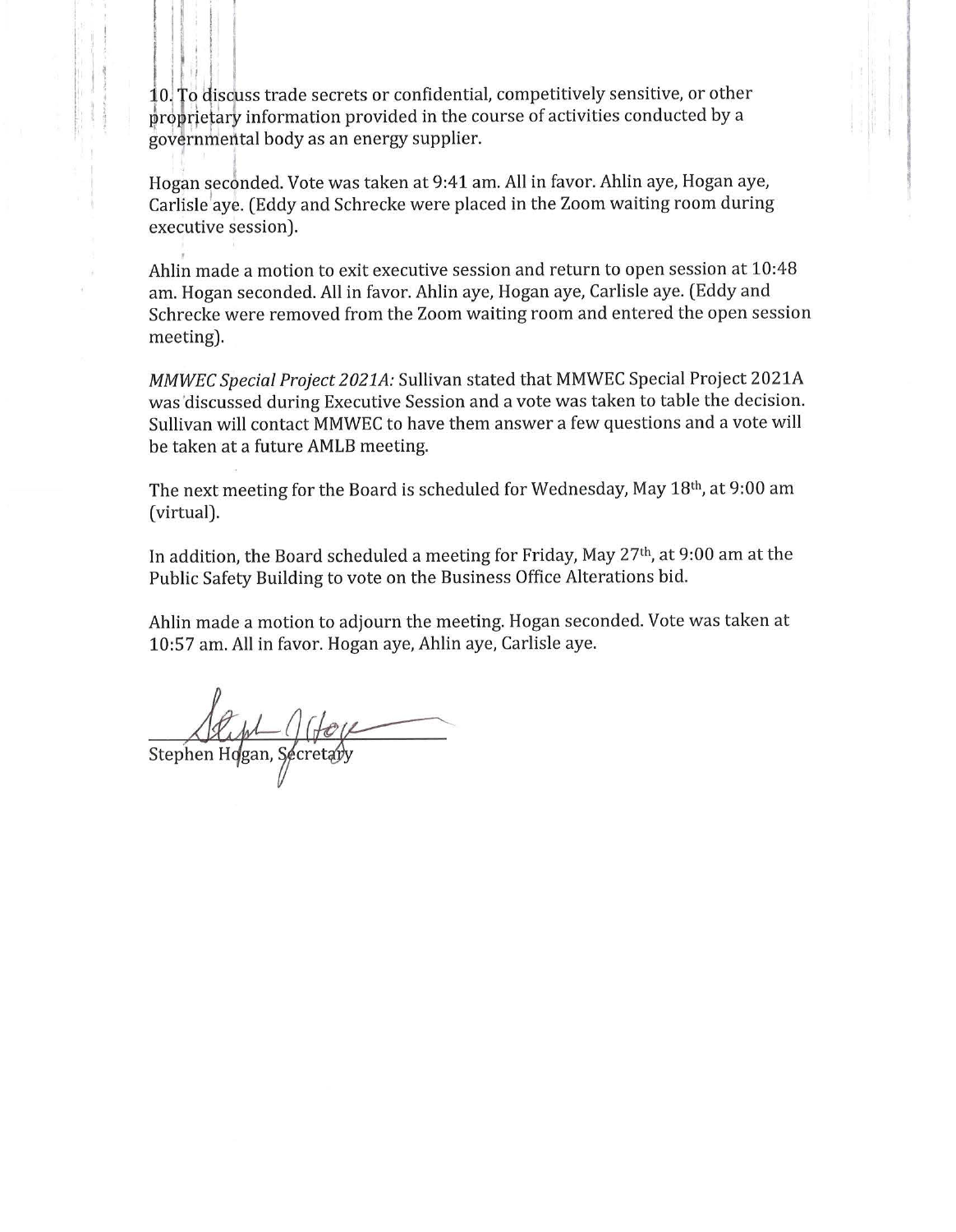10. To discuss trade secrets or confidential, competitively sensitive, or other proprietary information provided in the course of activities conducted by a governmental body as an energy supplier.

Hogan seconded. Vote was taken at 9:41 am. All in favor. Ahlin aye, Hogan aye, Carlisle aye. (Eddy and Schrecke were placed in the Zoom waiting room during executive session).

Ahlin made a motion to exit executive session and return to open session at 10:48 am. Hogan seconded. All in favor. Ahlin aye, Hogan aye, Carlisle aye. (Eddy and Schrecke were removed from the Zoom waiting room and entered the open session meeting).

*MMWEC Special Project 2021A:* Sullivan stated that MMWEC Special Project 2021A was discussed during Executive Session and a vote was taken to table the decision. Sullivan will contact MMWEC to have them answer a few questions and a vote will be taken at a future AMLB meeting.

The next meeting for the Board is scheduled for Wednesday, May 18th, at 9:00 am (virtual).

In addition, the Board scheduled a meeting for Friday, May 27th, at 9:00 am at the Public Safety Building to vote on the Business Office Alterations bid.

Ahlin made a motion to adjourn the meeting. Hogan seconded. Vote was taken at 10:57 am. All in favor. Hogan aye, Ahlin aye, Carlisle aye.

Stephen Hogan, Secretary